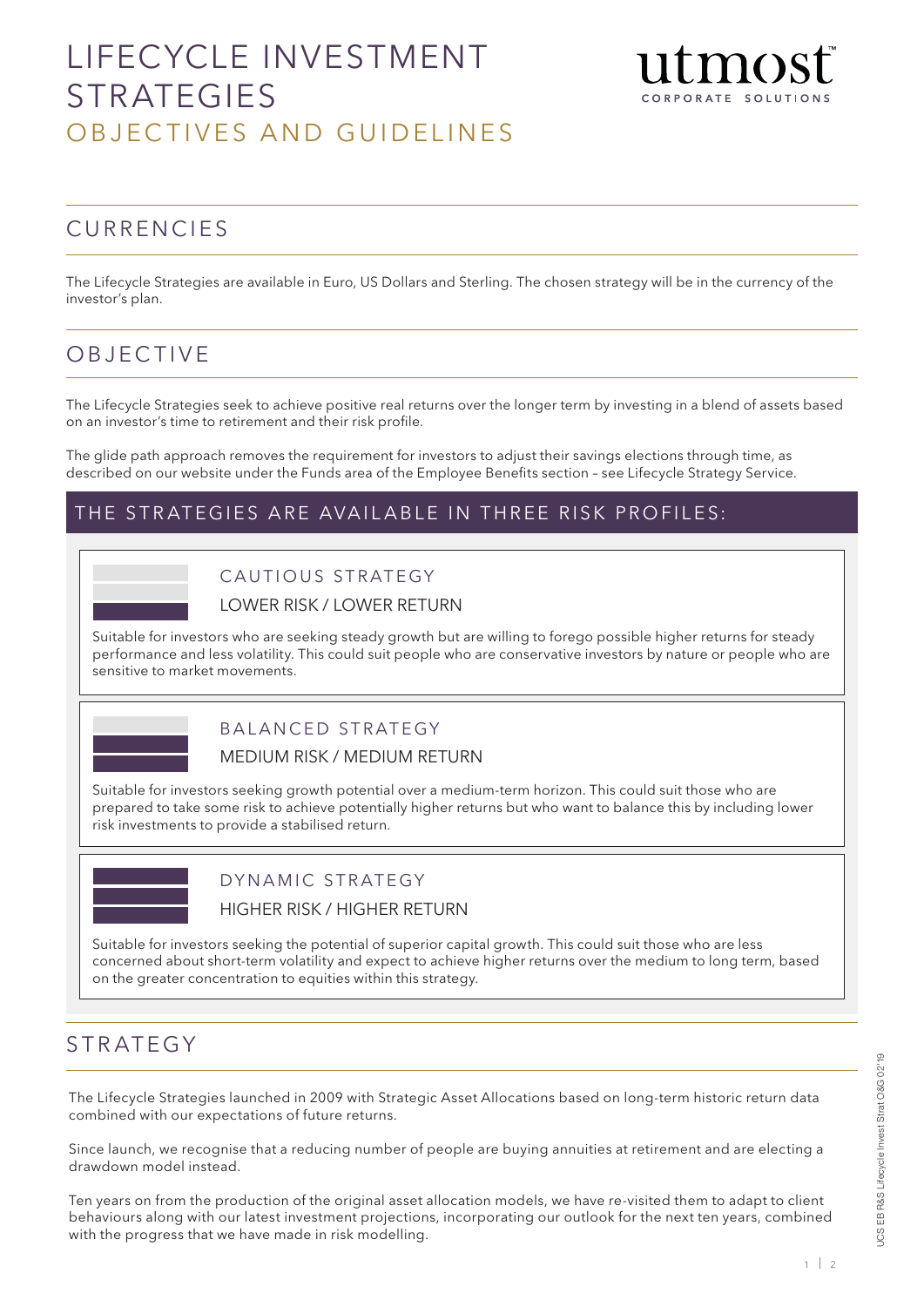# LIFECYCLE INVESTMENT STRATEGIES

## OBJECTIVES AND GUIDELINES

## CURRENCIES

The Lifecycle Strategies are available in Euro, US Dollars and Sterling. The chosen strategy will be in the currency of the investor's plan.

## OBJECTIVE

The Lifecycle Strategies seek to achieve positive real returns over the longer term by investing in a blend of assets based on an investor's time to retirement and their risk profile.

The glide path approach removes the requirement for investors to adjust their savings elections through time, as described on our website under the Funds area of the Employee Benefits section – see Lifecycle Strategy Service.

## THE STRATEGIES ARE AVAILABLE IN THREE RISK PROFILES:

### CAUTIOUS STRATEGY

LOWER RISK / LOWER RETURN

Suitable for investors who are seeking steady growth but are willing to forego possible higher returns for steady performance and less volatility. This could suit people who are conservative investors by nature or people who are sensitive to market movements.

### BALANCED STRATEGY

MEDIUM RISK / MEDIUM RETURN

Suitable for investors seeking growth potential over a medium-term horizon. This could suit those who are prepared to take some risk to achieve potentially higher returns but who want to balance this by including lower risk investments to provide a stabilised return.

### DYNAMIC STRATEGY

HIGHER RISK / HIGHER RETURN

Suitable for investors seeking the potential of superior capital growth. This could suit those who are less concerned about short-term volatility and expect to achieve higher returns over the medium to long term, based on the greater concentration to equities within this strategy.

## STRATEGY

The Lifecycle Strategies launched in 2009 with Strategic Asset Allocations based on long-term historic return data combined with our expectations of future returns.

Since launch, we recognise that a reducing number of people are buying annuities at retirement and are electing a drawdown model instead.

Ten years on from the production of the original asset allocation models, we have re-visited them to adapt to client behaviours along with our latest investment projections, incorporating our outlook for the next ten years, combined with the progress that we have made in risk modelling.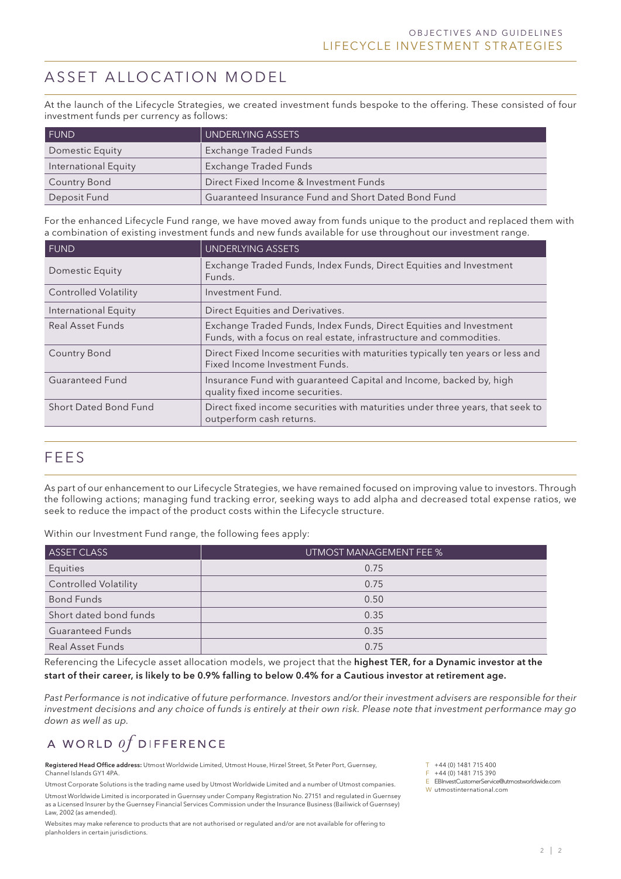## ASSET ALLOCATION MODEL

At the launch of the Lifecycle Strategies, we created investment funds bespoke to the offering. These consisted of four investment funds per currency as follows:

| FUND | UNDERLYING ASSETS |
|---|---|
| Domestic Equity | Exchange Traded Funds |
| International Equity | Exchange Traded Funds |
| Country Bond | Direct Fixed Income & Investment Funds |
| Deposit Fund | Guaranteed Insurance Fund and Short Dated Bond Fund |

For the enhanced Lifecycle Fund range, we have moved away from funds unique to the product and replaced them with a combination of existing investment funds and new funds available for use throughout our investment range.

| FUND | UNDERLYING ASSETS |
|---|---|
| Domestic Equity | Exchange Traded Funds, Index Funds, Direct Equities and Investment Funds. |
| Controlled Volatility | Investment Fund. |
| International Equity | Direct Equities and Derivatives. |
| Real Asset Funds | Exchange Traded Funds, Index Funds, Direct Equities and Investment Funds, with a focus on real estate, infrastructure and commodities. |
| Country Bond | Direct Fixed Income securities with maturities typically ten years or less and Fixed Income Investment Funds. |
| Guaranteed Fund | Insurance Fund with guaranteed Capital and Income, backed by, high quality fixed income securities. |
| Short Dated Bond Fund | Direct fixed income securities with maturities under three years, that seek to outperform cash returns. |

## FEES

As part of our enhancement to our Lifecycle Strategies, we have remained focused on improving value to investors. Through the following actions; managing fund tracking error, seeking ways to add alpha and decreased total expense ratios, we seek to reduce the impact of the product costs within the Lifecycle structure.

Within our Investment Fund range, the following fees apply:

| ASSET CLASS | UTMOST MANAGEMENT FEE % |
|---|---|
| Equities | 0.75 |
| Controlled Volatility | 0.75 |
| Bond Funds | 0.50 |
| Short dated bond funds | 0.35 |
| Guaranteed Funds | 0.35 |
| Real Asset Funds | 0.75 |

Referencing the Lifecycle asset allocation models, we project that the **highest TER, for a Dynamic investor at the start of their career, is likely to be 0.9% falling to below 0.4% for a Cautious investor at retirement age.**

*Past Performance is not indicative of future performance. Investors and/or their investment advisers are responsible for their investment decisions and any choice of funds is entirely at their own risk. Please note that investment performance may go down as well as up.*

A WORLD *of* DIFFERENCE

**Registered Head Office address:** Utmost Worldwide Limited, Utmost House, Hirzel Street, St Peter Port, Guernsey, Channel Islands GY1 4PA.

Utmost Corporate Solutions is the trading name used by Utmost Worldwide Limited and a number of Utmost companies.

Utmost Worldwide Limited is incorporated in Guernsey under Company Registration No. 27151 and regulated in Guernsey as a Licensed Insurer by the Guernsey Financial Services Commission under the Insurance Business (Bailiwick of Guernsey) Law, 2002 (as amended).

Websites may make reference to products that are not authorised or regulated and/or are not available for offering to planholders in certain jurisdictions.

T +44 (0) 1481 715 400
F +44 (0) 1481 715 390
E EBInvestCustomerService@utmostworldwide.com
W utmostinternational.com